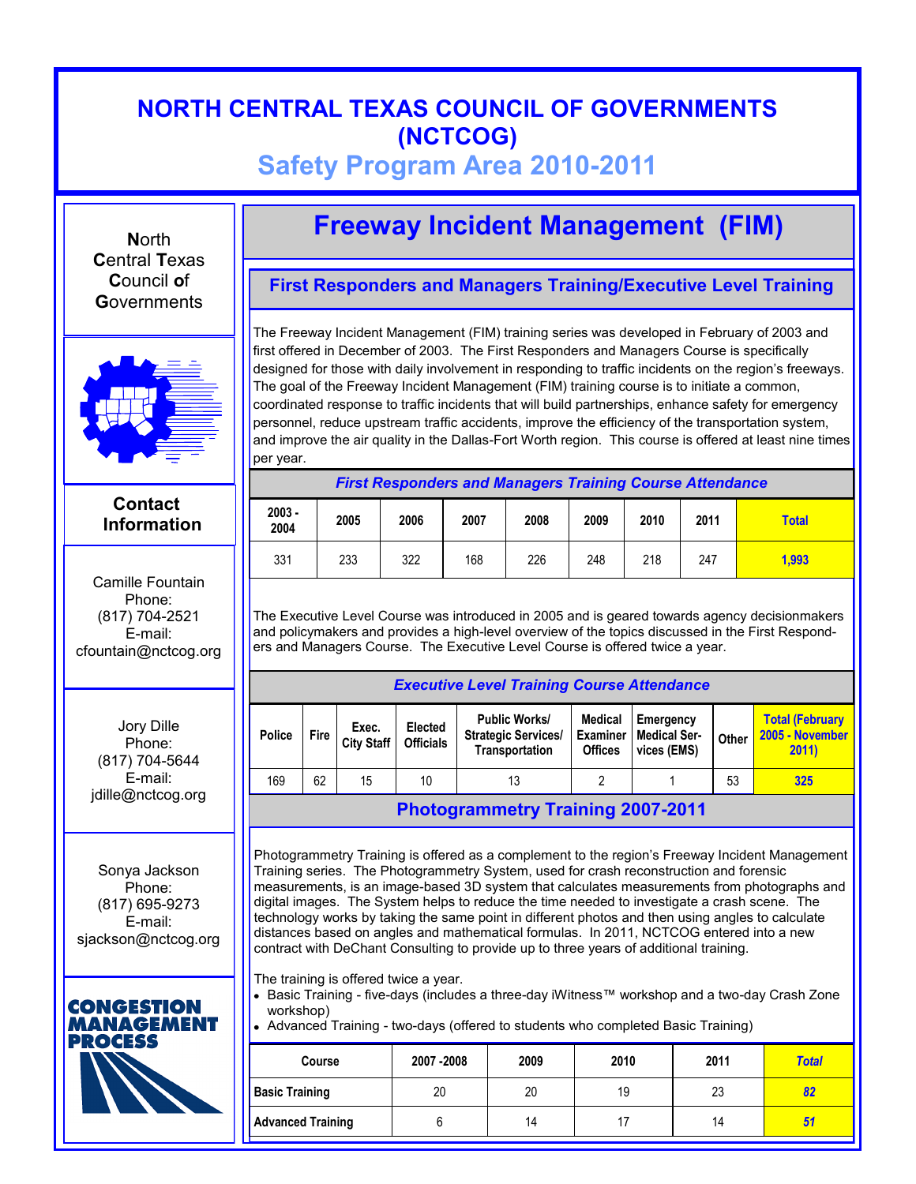# NORTH CENTRAL TEXAS COUNCIL OF GOVERNMENTS (NCTCOG)

## Safety Program Area 2010-2011

**N**orth **C**entral **T**exas **C**ouncil **o**f **G**overnments

### Contact Information

Camille Fountain
Phone:
(817) 704-2521
E-mail:
cfountain@nctcog.org

Jory Dille
Phone:
(817) 704-5644
E-mail:
jdille@nctcog.org

Sonya Jackson
Phone:
(817) 695-9273
E-mail:
sjackson@nctcog.org

CONGESTION MANAGEMENT PROCESS

# Freeway Incident Management (FIM)

## First Responders and Managers Training/Executive Level Training

The Freeway Incident Management (FIM) training series was developed in February of 2003 and first offered in December of 2003. The First Responders and Managers Course is specifically designed for those with daily involvement in responding to traffic incidents on the region's freeways. The goal of the Freeway Incident Management (FIM) training course is to initiate a common, coordinated response to traffic incidents that will build partnerships, enhance safety for emergency personnel, reduce upstream traffic accidents, improve the efficiency of the transportation system, and improve the air quality in the Dallas-Fort Worth region. This course is offered at least nine times per year.

*First Responders and Managers Training Course Attendance*

| 2003 - 2004 | 2005 | 2006 | 2007 | 2008 | 2009 | 2010 | 2011 | Total |
|---|---|---|---|---|---|---|---|---|
| 331 | 233 | 322 | 168 | 226 | 248 | 218 | 247 | 1,993 |

The Executive Level Course was introduced in 2005 and is geared towards agency decisionmakers and policymakers and provides a high-level overview of the topics discussed in the First Responders and Managers Course. The Executive Level Course is offered twice a year.

*Executive Level Training Course Attendance*

| Police | Fire | Exec. City Staff | Elected Officials | Public Works/ Strategic Services/ Transportation | Medical Examiner Offices | Emergency Medical Services (EMS) | Other | Total (February 2005 - November 2011) |
|---|---|---|---|---|---|---|---|---|
| 169 | 62 | 15 | 10 | 13 | 2 | 1 | 53 | 325 |

## Photogrammetry Training 2007-2011

Photogrammetry Training is offered as a complement to the region's Freeway Incident Management Training series. The Photogrammetry System, used for crash reconstruction and forensic measurements, is an image-based 3D system that calculates measurements from photographs and digital images. The System helps to reduce the time needed to investigate a crash scene. The technology works by taking the same point in different photos and then using angles to calculate distances based on angles and mathematical formulas. In 2011, NCTCOG entered into a new contract with DeChant Consulting to provide up to three years of additional training.

The training is offered twice a year.

- Basic Training - five-days (includes a three-day iWitness™ workshop and a two-day Crash Zone workshop)
- Advanced Training - two-days (offered to students who completed Basic Training)

| Course | 2007 -2008 | 2009 | 2010 | 2011 | *Total* |
|---|---|---|---|---|---|
| **Basic Training** | 20 | 20 | 19 | 23 | *82* |
| **Advanced Training** | 6 | 14 | 17 | 14 | *51* |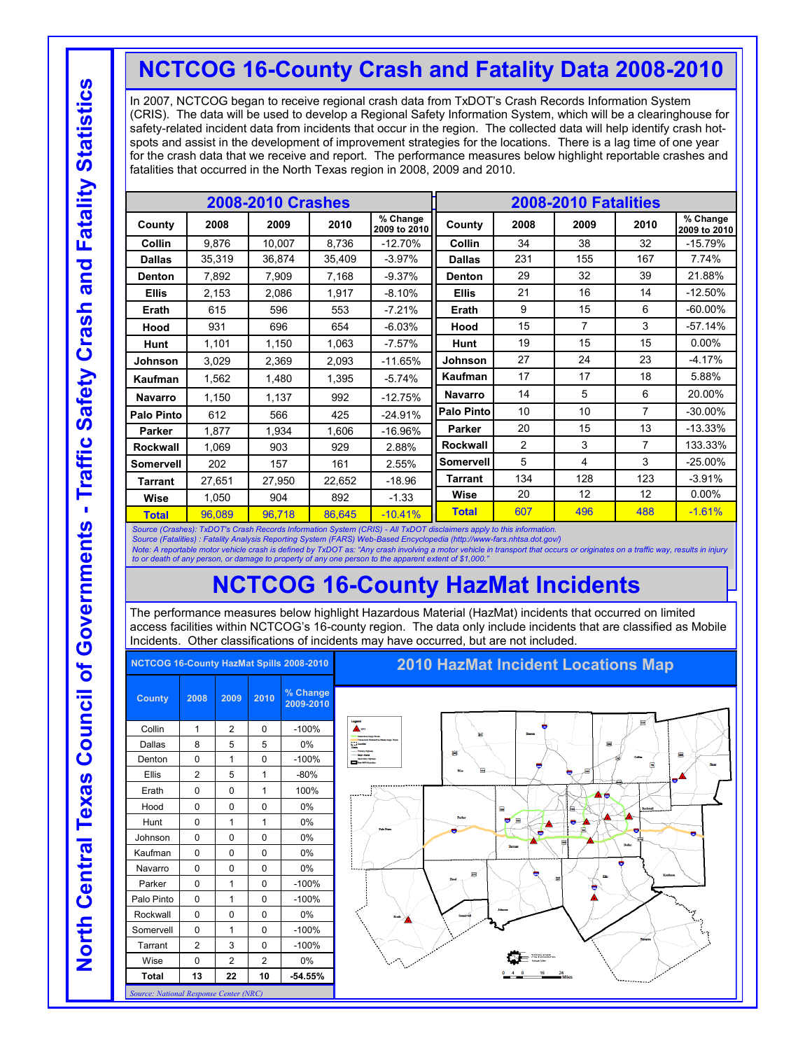# NCTCOG 16-County Crash and Fatality Data 2008-2010

In 2007, NCTCOG began to receive regional crash data from TxDOT's Crash Records Information System (CRIS). The data will be used to develop a Regional Safety Information System, which will be a clearinghouse for safety-related incident data from incidents that occur in the region. The collected data will help identify crash hot-spots and assist in the development of improvement strategies for the locations. There is a lag time of one year for the crash data that we receive and report. The performance measures below highlight reportable crashes and fatalities that occurred in the North Texas region in 2008, 2009 and 2010.

## 2008-2010 Crashes

| County | 2008 | 2009 | 2010 | % Change 2009 to 2010 |
|---|---|---|---|---|
| Collin | 9,876 | 10,007 | 8,736 | -12.70% |
| Dallas | 35,319 | 36,874 | 35,409 | -3.97% |
| Denton | 7,892 | 7,909 | 7,168 | -9.37% |
| Ellis | 2,153 | 2,086 | 1,917 | -8.10% |
| Erath | 615 | 596 | 553 | -7.21% |
| Hood | 931 | 696 | 654 | -6.03% |
| Hunt | 1,101 | 1,150 | 1,063 | -7.57% |
| Johnson | 3,029 | 2,369 | 2,093 | -11.65% |
| Kaufman | 1,562 | 1,480 | 1,395 | -5.74% |
| Navarro | 1,150 | 1,137 | 992 | -12.75% |
| Palo Pinto | 612 | 566 | 425 | -24.91% |
| Parker | 1,877 | 1,934 | 1,606 | -16.96% |
| Rockwall | 1,069 | 903 | 929 | 2.88% |
| Somervell | 202 | 157 | 161 | 2.55% |
| Tarrant | 27,651 | 27,950 | 22,652 | -18.96 |
| Wise | 1,050 | 904 | 892 | -1.33 |
| **Total** | 96,089 | 96,718 | 86,645 | -10.41% |

## 2008-2010 Fatalities

| County | 2008 | 2009 | 2010 | % Change 2009 to 2010 |
|---|---|---|---|---|
| Collin | 34 | 38 | 32 | -15.79% |
| Dallas | 231 | 155 | 167 | 7.74% |
| Denton | 29 | 32 | 39 | 21.88% |
| Ellis | 21 | 16 | 14 | -12.50% |
| Erath | 9 | 15 | 6 | -60.00% |
| Hood | 15 | 7 | 3 | -57.14% |
| Hunt | 19 | 15 | 15 | 0.00% |
| Johnson | 27 | 24 | 23 | -4.17% |
| Kaufman | 17 | 17 | 18 | 5.88% |
| Navarro | 14 | 5 | 6 | 20.00% |
| Palo Pinto | 10 | 10 | 7 | -30.00% |
| Parker | 20 | 15 | 13 | -13.33% |
| Rockwall | 2 | 3 | 7 | 133.33% |
| Somervell | 5 | 4 | 3 | -25.00% |
| Tarrant | 134 | 128 | 123 | -3.91% |
| Wise | 20 | 12 | 12 | 0.00% |
| **Total** | 607 | 496 | 488 | -1.61% |

*Source (Crashes): TxDOT's Crash Records Information System (CRIS) - All TxDOT disclaimers apply to this information.*
*Source (Fatalities) : Fatality Analysis Reporting System (FARS) Web-Based Encyclopedia (http://www-fars.nhtsa.dot.gov/)*
*Note: A reportable motor vehicle crash is defined by TxDOT as: "Any crash involving a motor vehicle in transport that occurs or originates on a traffic way, results in injury to or death of any person, or damage to property of any one person to the apparent extent of $1,000."*

# NCTCOG 16-County HazMat Incidents

The performance measures below highlight Hazardous Material (HazMat) incidents that occurred on limited access facilities within NCTCOG's 16-county region. The data only include incidents that are classified as Mobile Incidents. Other classifications of incidents may have occurred, but are not included.

## NCTCOG 16-County HazMat Spills 2008-2010

| County | 2008 | 2009 | 2010 | % Change 2009-2010 |
|---|---|---|---|---|
| Collin | 1 | 2 | 0 | -100% |
| Dallas | 8 | 5 | 5 | 0% |
| Denton | 0 | 1 | 0 | -100% |
| Ellis | 2 | 5 | 1 | -80% |
| Erath | 0 | 0 | 1 | 100% |
| Hood | 0 | 0 | 0 | 0% |
| Hunt | 0 | 1 | 1 | 0% |
| Johnson | 0 | 0 | 0 | 0% |
| Kaufman | 0 | 0 | 0 | 0% |
| Navarro | 0 | 0 | 0 | 0% |
| Parker | 0 | 1 | 0 | -100% |
| Palo Pinto | 0 | 1 | 0 | -100% |
| Rockwall | 0 | 0 | 0 | 0% |
| Somervell | 0 | 1 | 0 | -100% |
| Tarrant | 2 | 3 | 0 | -100% |
| Wise | 0 | 2 | 2 | 0% |
| **Total** | **13** | **22** | **10** | **-54.55%** |

*Source: National Response Center (NRC)*

## 2010 HazMat Incident Locations Map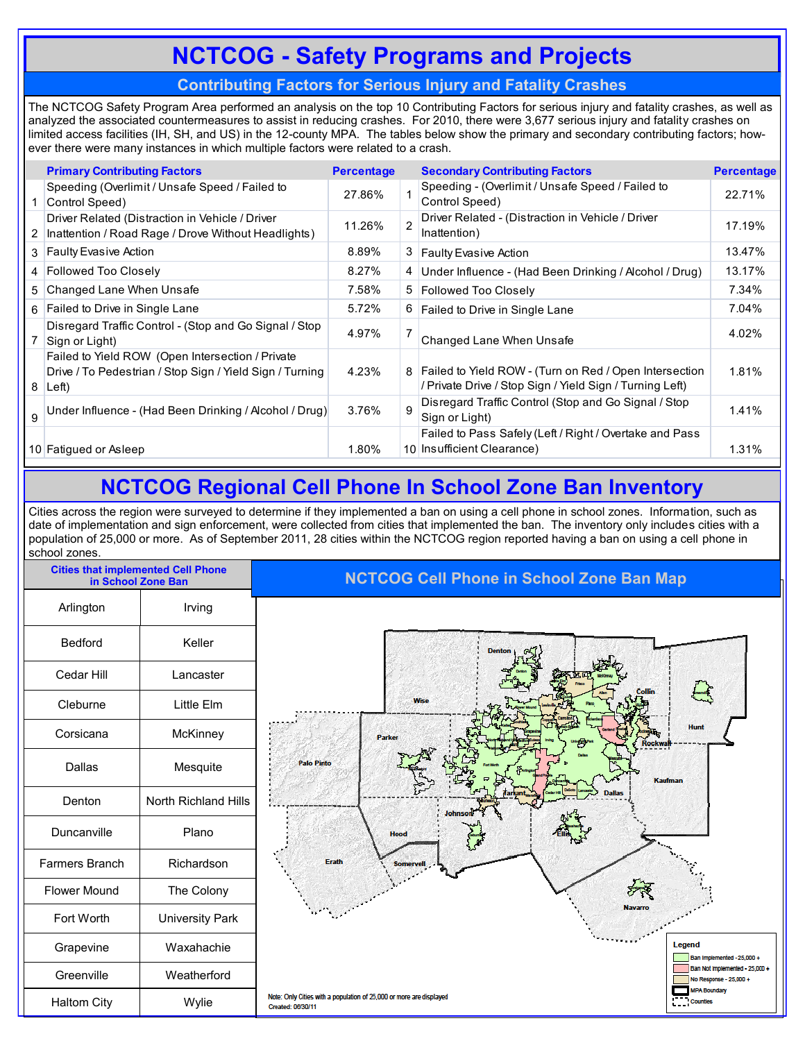# NCTCOG - Safety Programs and Projects

## Contributing Factors for Serious Injury and Fatality Crashes

The NCTCOG Safety Program Area performed an analysis on the top 10 Contributing Factors for serious injury and fatality crashes, as well as analyzed the associated countermeasures to assist in reducing crashes. For 2010, there were 3,677 serious injury and fatality crashes on limited access facilities (IH, SH, and US) in the 12-county MPA. The tables below show the primary and secondary contributing factors; however there were many instances in which multiple factors were related to a crash.

| | Primary Contributing Factors | Percentage |
|---|---|---|
| 1 | Speeding (Overlimit / Unsafe Speed / Failed to Control Speed) | 27.86% |
| 2 | Driver Related (Distraction in Vehicle / Driver Inattention / Road Rage / Drove Without Headlights) | 11.26% |
| 3 | Faulty Evasive Action | 8.89% |
| 4 | Followed Too Closely | 8.27% |
| 5 | Changed Lane When Unsafe | 7.58% |
| 6 | Failed to Drive in Single Lane | 5.72% |
| 7 | Disregard Traffic Control - (Stop and Go Signal / Stop Sign or Light) | 4.97% |
| 8 | Failed to Yield ROW (Open Intersection / Private Drive / To Pedestrian / Stop Sign / Yield Sign / Turning Left) | 4.23% |
| 9 | Under Influence - (Had Been Drinking / Alcohol / Drug) | 3.76% |
| 10 | Fatigued or Asleep | 1.80% |

| | Secondary Contributing Factors | Percentage |
|---|---|---|
| 1 | Speeding - (Overlimit / Unsafe Speed / Failed to Control Speed) | 22.71% |
| 2 | Driver Related - (Distraction in Vehicle / Driver Inattention) | 17.19% |
| 3 | Faulty Evasive Action | 13.47% |
| 4 | Under Influence - (Had Been Drinking / Alcohol / Drug) | 13.17% |
| 5 | Followed Too Closely | 7.34% |
| 6 | Failed to Drive in Single Lane | 7.04% |
| 7 | Changed Lane When Unsafe | 4.02% |
| 8 | Failed to Yield ROW - (Turn on Red / Open Intersection / Private Drive / Stop Sign / Yield Sign / Turning Left) | 1.81% |
| 9 | Disregard Traffic Control (Stop and Go Signal / Stop Sign or Light) | 1.41% |
| 10 | Failed to Pass Safely (Left / Right / Overtake and Pass Insufficient Clearance) | 1.31% |

# NCTCOG Regional Cell Phone In School Zone Ban Inventory

Cities across the region were surveyed to determine if they implemented a ban on using a cell phone in school zones. Information, such as date of implementation and sign enforcement, were collected from cities that implemented the ban. The inventory only includes cities with a population of 25,000 or more. As of September 2011, 28 cities within the NCTCOG region reported having a ban on using a cell phone in school zones.

| Cities that implemented Cell Phone in School Zone Ban | |
|---|---|
| Arlington | Irving |
| Bedford | Keller |
| Cedar Hill | Lancaster |
| Cleburne | Little Elm |
| Corsicana | McKinney |
| Dallas | Mesquite |
| Denton | North Richland Hills |
| Duncanville | Plano |
| Farmers Branch | Richardson |
| Flower Mound | The Colony |
| Fort Worth | University Park |
| Grapevine | Waxahachie |
| Greenville | Weatherford |
| Haltom City | Wylie |

## NCTCOG Cell Phone in School Zone Ban Map

Legend: Ban Implemented - 25,000 +; Ban Not Implemented - 25,000 +; No Response - 25,000 +; MPA Boundary; Counties

Note: Only Cities with a population of 25,000 or more are displayed

Created: 06/30/11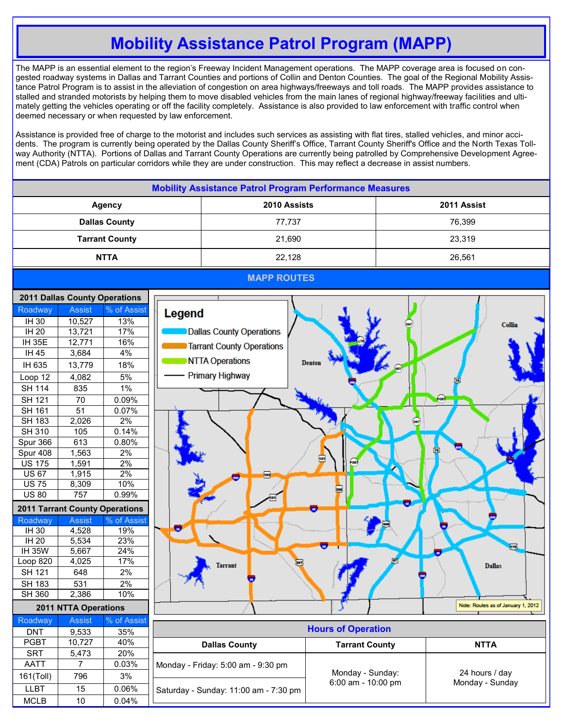# Mobility Assistance Patrol Program (MAPP)

The MAPP is an essential element to the region's Freeway Incident Management operations. The MAPP coverage area is focused on congested roadway systems in Dallas and Tarrant Counties and portions of Collin and Denton Counties. The goal of the Regional Mobility Assistance Patrol Program is to assist in the alleviation of congestion on area highways/freeways and toll roads. The MAPP provides assistance to stalled and stranded motorists by helping them to move disabled vehicles from the main lanes of regional highway/freeway facilities and ultimately getting the vehicles operating or off the facility completely. Assistance is also provided to law enforcement with traffic control when deemed necessary or when requested by law enforcement.

Assistance is provided free of charge to the motorist and includes such services as assisting with flat tires, stalled vehicles, and minor accidents. The program is currently being operated by the Dallas County Sheriff's Office, Tarrant County Sheriff's Office and the North Texas Tollway Authority (NTTA). Portions of Dallas and Tarrant County Operations are currently being patrolled by Comprehensive Development Agreement (CDA) Patrols on particular corridors while they are under construction. This may reflect a decrease in assist numbers.

## Mobility Assistance Patrol Program Performance Measures

| Agency | 2010 Assists | 2011 Assist |
|---|---|---|
| Dallas County | 77,737 | 76,399 |
| Tarrant County | 21,690 | 23,319 |
| NTTA | 22,128 | 26,561 |

## MAPP ROUTES

### 2011 Dallas County Operations

| Roadway | Assist | % of Assist |
|---|---|---|
| IH 30 | 10,527 | 13% |
| IH 20 | 13,721 | 17% |
| IH 35E | 12,771 | 16% |
| IH 45 | 3,684 | 4% |
| IH 635 | 13,779 | 18% |
| Loop 12 | 4,082 | 5% |
| SH 114 | 835 | 1% |
| SH 121 | 70 | 0.09% |
| SH 161 | 51 | 0.07% |
| SH 183 | 2,026 | 2% |
| SH 310 | 105 | 0.14% |
| Spur 366 | 613 | 0.80% |
| Spur 408 | 1,563 | 2% |
| US 175 | 1,591 | 2% |
| US 67 | 1,915 | 2% |
| US 75 | 8,309 | 10% |
| US 80 | 757 | 0.99% |

### 2011 Tarrant County Operations

| Roadway | Assist | % of Assist |
|---|---|---|
| IH 30 | 4,528 | 19% |
| IH 20 | 5,534 | 23% |
| IH 35W | 5,667 | 24% |
| Loop 820 | 4,025 | 17% |
| SH 121 | 648 | 2% |
| SH 183 | 531 | 2% |
| SH 360 | 2,386 | 10% |

### 2011 NTTA Operations

| Roadway | Assist | % of Assist |
|---|---|---|
| DNT | 9,533 | 35% |
| PGBT | 10,727 | 40% |
| SRT | 5,473 | 20% |
| AATT | 7 | 0.03% |
| 161(Toll) | 796 | 3% |
| LLBT | 15 | 0.06% |
| MCLB | 10 | 0.04% |

Legend
Dallas County Operations
Tarrant County Operations
NTTA Operations
Primary Highway

Collin
Denton
Tarrant
Dallas

Note: Routes as of January 1, 2012

### Hours of Operation

| Dallas County | Tarrant County | NTTA |
|---|---|---|
| Monday - Friday: 5:00 am - 9:30 pm<br>Saturday - Sunday: 11:00 am - 7:30 pm | Monday - Sunday: 6:00 am - 10:00 pm | 24 hours / day Monday - Sunday |